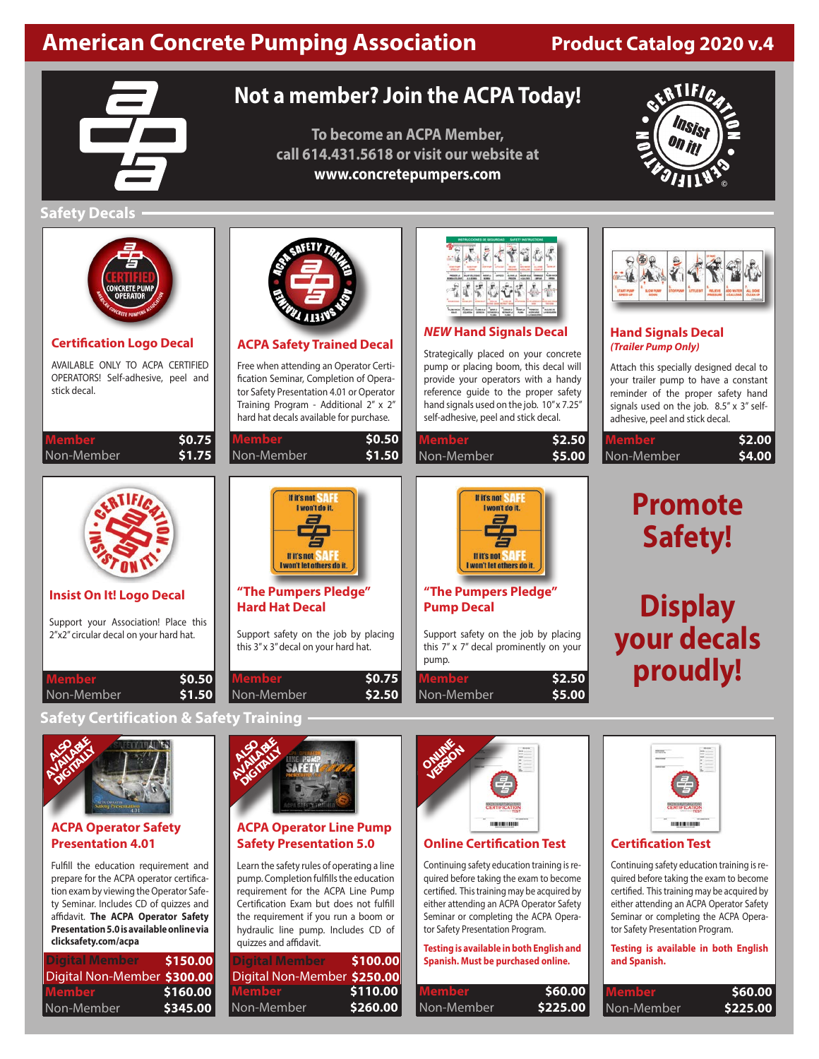# American Concrete Pumping Association

## Product Catalog 2020 v.4

## Not a member? Join the ACPA Today!

**To become an ACPA Member, call 614.431.5618 or visit our website at www.concretepumpers.com**

## Safety Decals

### Certification Logo Decal

AVAILABLE ONLY TO ACPA CERTIFIED OPERATORS! Self-adhesive, peel and stick decal.

| | |
|---|---|
| Member | $0.75 |
| Non-Member | $1.75 |

### ACPA Safety Trained Decal

Free when attending an Operator Certification Seminar, Completion of Operator Safety Presentation 4.01 or Operator Training Program - Additional 2" x 2" hard hat decals available for purchase.

| | |
|---|---|
| Member | $0.50 |
| Non-Member | $1.50 |

### *NEW* Hand Signals Decal

Strategically placed on your concrete pump or placing boom, this decal will provide your operators with a handy reference guide to the proper safety hand signals used on the job. 10"x 7.25" self-adhesive, peel and stick decal.

| | |
|---|---|
| Member | $2.50 |
| Non-Member | $5.00 |

### Hand Signals Decal

*(Trailer Pump Only)*

Attach this specially designed decal to your trailer pump to have a constant reminder of the proper safety hand signals used on the job. 8.5" x 3" self-adhesive, peel and stick decal.

| | |
|---|---|
| Member | $2.00 |
| Non-Member | $4.00 |

### Insist On It! Logo Decal

Support your Association! Place this 2"x2" circular decal on your hard hat.

| | |
|---|---|
| Member | $0.50 |
| Non-Member | $1.50 |

### "The Pumpers Pledge" Hard Hat Decal

Support safety on the job by placing this 3" x 3" decal on your hard hat.

| | |
|---|---|
| Member | $0.75 |
| Non-Member | $2.50 |

### "The Pumpers Pledge" Pump Decal

Support safety on the job by placing this 7" x 7" decal prominently on your pump.

| | |
|---|---|
| Member | $2.50 |
| Non-Member | $5.00 |

**Promote Safety!**

**Display your decals proudly!**

## Safety Certification & Safety Training

### ACPA Operator Safety Presentation 4.01

*ALSO AVAILABLE DIGITALLY*

Fulfill the education requirement and prepare for the ACPA operator certification exam by viewing the Operator Safety Seminar. Includes CD of quizzes and affidavit. **The ACPA Operator Safety Presentation 5.0 is available online via clicksafety.com/acpa**

| | |
|---|---|
| Digital Member | $150.00 |
| Digital Non-Member | $300.00 |
| Member | $160.00 |
| Non-Member | $345.00 |

### ACPA Operator Line Pump Safety Presentation 5.0

*ALSO AVAILABLE DIGITALLY*

Learn the safety rules of operating a line pump. Completion fulfills the education requirement for the ACPA Line Pump Certification Exam but does not fulfill the requirement if you run a boom or hydraulic line pump. Includes CD of quizzes and affidavit.

| | |
|---|---|
| Digital Member | $100.00 |
| Digital Non-Member | $250.00 |
| Member | $110.00 |
| Non-Member | $260.00 |

### Online Certification Test

*ONLINE VERSION*

Continuing safety education training is required before taking the exam to become certified. This training may be acquired by either attending an ACPA Operator Safety Seminar or completing the ACPA Operator Safety Presentation Program.

**Testing is available in both English and Spanish. Must be purchased online.**

| | |
|---|---|
| Member | $60.00 |
| Non-Member | $225.00 |

### Certification Test

Continuing safety education training is required before taking the exam to become certified. This training may be acquired by either attending an ACPA Operator Safety Seminar or completing the ACPA Operator Safety Presentation Program.

**Testing is available in both English and Spanish.**

| | |
|---|---|
| Member | $60.00 |
| Non-Member | $225.00 |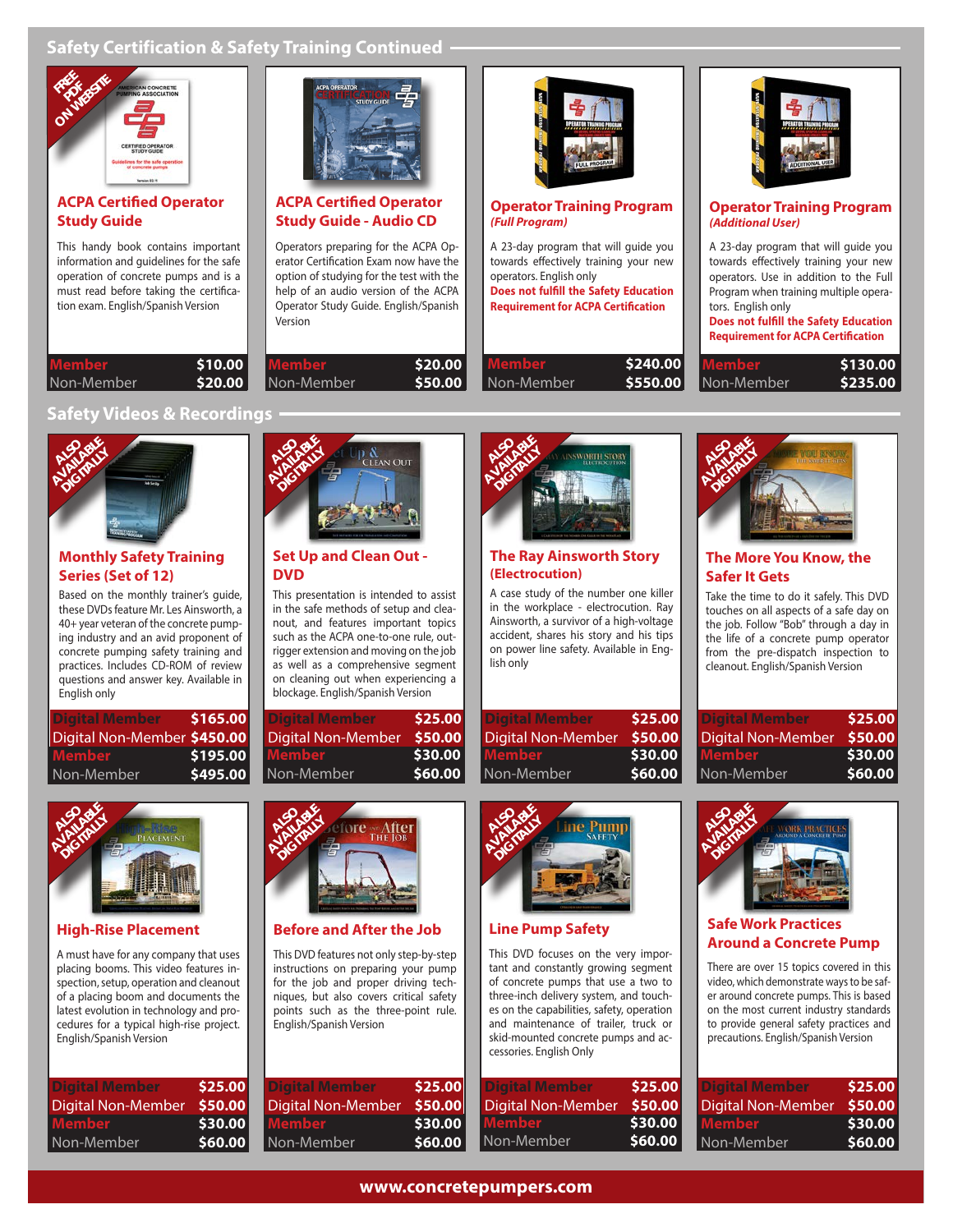## Safety Certification & Safety Training Continued

FREE PDF ON WEBSITE

### ACPA Certified Operator Study Guide

This handy book contains important information and guidelines for the safe operation of concrete pumps and is a must read before taking the certification exam. English/Spanish Version

| | |
|---|---|
| Member | $10.00 |
| Non-Member | $20.00 |

### ACPA Certified Operator Study Guide - Audio CD

Operators preparing for the ACPA Operator Certification Exam now have the option of studying for the test with the help of an audio version of the ACPA Operator Study Guide. English/Spanish Version

| | |
|---|---|
| Member | $20.00 |
| Non-Member | $50.00 |

### Operator Training Program
*(Full Program)*

A 23-day program that will guide you towards effectively training your new operators. English only

**Does not fulfill the Safety Education Requirement for ACPA Certification**

| | |
|---|---|
| Member | $240.00 |
| Non-Member | $550.00 |

### Operator Training Program
*(Additional User)*

A 23-day program that will guide you towards effectively training your new operators. Use in addition to the Full Program when training multiple operators. English only

**Does not fulfill the Safety Education Requirement for ACPA Certification**

| | |
|---|---|
| Member | $130.00 |
| Non-Member | $235.00 |

## Safety Videos & Recordings

ALSO AVAILABLE DIGITALLY

### Monthly Safety Training Series (Set of 12)

Based on the monthly trainer's guide, these DVDs feature Mr. Les Ainsworth, a 40+ year veteran of the concrete pumping industry and an avid proponent of concrete pumping safety training and practices. Includes CD-ROM of review questions and answer key. Available in English only

| | |
|---|---|
| Digital Member | $165.00 |
| Digital Non-Member | $450.00 |
| Member | $195.00 |
| Non-Member | $495.00 |

ALSO AVAILABLE DIGITALLY

### Set Up and Clean Out - DVD

This presentation is intended to assist in the safe methods of setup and cleanout, and features important topics such as the ACPA one-to-one rule, outrigger extension and moving on the job as well as a comprehensive segment on cleaning out when experiencing a blockage. English/Spanish Version

| | |
|---|---|
| Digital Member | $25.00 |
| Digital Non-Member | $50.00 |
| Member | $30.00 |
| Non-Member | $60.00 |

ALSO AVAILABLE DIGITALLY

### The Ray Ainsworth Story (Electrocution)

A case study of the number one killer in the workplace - electrocution. Ray Ainsworth, a survivor of a high-voltage accident, shares his story and his tips on power line safety. Available in English only

| | |
|---|---|
| Digital Member | $25.00 |
| Digital Non-Member | $50.00 |
| Member | $30.00 |
| Non-Member | $60.00 |

ALSO AVAILABLE DIGITALLY

### The More You Know, the Safer It Gets

Take the time to do it safely. This DVD touches on all aspects of a safe day on the job. Follow "Bob" through a day in the life of a concrete pump operator from the pre-dispatch inspection to cleanout. English/Spanish Version

| | |
|---|---|
| Digital Member | $25.00 |
| Digital Non-Member | $50.00 |
| Member | $30.00 |
| Non-Member | $60.00 |

ALSO AVAILABLE DIGITALLY

### High-Rise Placement

A must have for any company that uses placing booms. This video features inspection, setup, operation and cleanout of a placing boom and documents the latest evolution in technology and procedures for a typical high-rise project. English/Spanish Version

| | |
|---|---|
| Digital Member | $25.00 |
| Digital Non-Member | $50.00 |
| Member | $30.00 |
| Non-Member | $60.00 |

ALSO AVAILABLE DIGITALLY

### Before and After the Job

This DVD features not only step-by-step instructions on preparing your pump for the job and proper driving techniques, but also covers critical safety points such as the three-point rule. English/Spanish Version

| | |
|---|---|
| Digital Member | $25.00 |
| Digital Non-Member | $50.00 |
| Member | $30.00 |
| Non-Member | $60.00 |

ALSO AVAILABLE DIGITALLY

### Line Pump Safety

This DVD focuses on the very important and constantly growing segment of concrete pumps that use a two to three-inch delivery system, and touches on the capabilities, safety, operation and maintenance of trailer, truck or skid-mounted concrete pumps and accessories. English Only

| | |
|---|---|
| Digital Member | $25.00 |
| Digital Non-Member | $50.00 |
| Member | $30.00 |
| Non-Member | $60.00 |

ALSO AVAILABLE DIGITALLY

### Safe Work Practices Around a Concrete Pump

There are over 15 topics covered in this video, which demonstrate ways to be safer around concrete pumps. This is based on the most current industry standards to provide general safety practices and precautions. English/Spanish Version

| | |
|---|---|
| Digital Member | $25.00 |
| Digital Non-Member | $50.00 |
| Member | $30.00 |
| Non-Member | $60.00 |

www.concretepumpers.com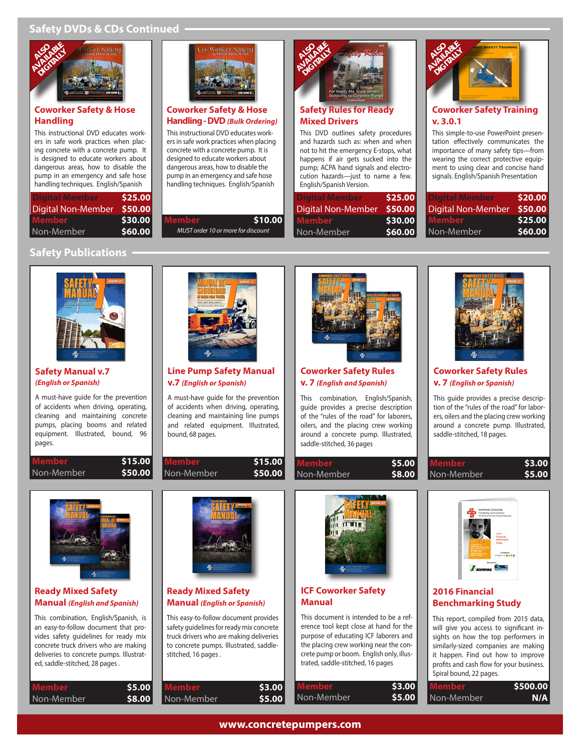## Safety DVDs & CDs Continued

### Coworker Safety & Hose Handling

ALSO AVAILABLE DIGITALLY

This instructional DVD educates workers in safe work practices when placing concrete with a concrete pump. It is designed to educate workers about dangerous areas, how to disable the pump in an emergency and safe hose handling techniques. English/Spanish

| | |
|---|---|
| Digital Member | $25.00 |
| Digital Non-Member | $50.00 |
| Member | $30.00 |
| Non-Member | $60.00 |

### Coworker Safety & Hose Handling - DVD *(Bulk Ordering)*

This instructional DVD educates workers in safe work practices when placing concrete with a concrete pump. It is designed to educate workers about dangerous areas, how to disable the pump in an emergency and safe hose handling techniques. English/Spanish

| | |
|---|---|
| Member | $10.00 |

*MUST order 10 or more for discount*

### Safety Rules for Ready Mixed Drivers

ALSO AVAILABLE DIGITALLY

This DVD outlines safety procedures and hazards such as: when and when not to hit the emergency E-stops, what happens if air gets sucked into the pump; ACPA hand signals and electrocution hazards—just to name a few. English/Spanish Version.

| | |
|---|---|
| Digital Member | $25.00 |
| Digital Non-Member | $50.00 |
| Member | $30.00 |
| Non-Member | $60.00 |

### Coworker Safety Training v. 3.0.1

ALSO AVAILABLE DIGITALLY

This simple-to-use PowerPoint presentation effectively communicates the importance of many safety tips—from wearing the correct protective equipment to using clear and concise hand signals. English/Spanish Presentation

| | |
|---|---|
| Digital Member | $20.00 |
| Digital Non-Member | $50.00 |
| Member | $25.00 |
| Non-Member | $60.00 |

## Safety Publications

### Safety Manual v.7 *(English or Spanish)*

A must-have guide for the prevention of accidents when driving, operating, cleaning and maintaining concrete pumps, placing booms and related equipment. Illustrated, bound, 96 pages.

| | |
|---|---|
| Member | $15.00 |
| Non-Member | $50.00 |

### Line Pump Safety Manual v.7 *(English or Spanish)*

A must-have guide for the prevention of accidents when driving, operating, cleaning and maintaining line pumps and related equipment. Illustrated, bound, 68 pages.

| | |
|---|---|
| Member | $15.00 |
| Non-Member | $50.00 |

### Coworker Safety Rules v. 7 *(English and Spanish)*

This combination, English/Spanish, guide provides a precise description of the "rules of the road" for laborers, oilers, and the placing crew working around a concrete pump. Illustrated, saddle-stitched, 36 pages

| | |
|---|---|
| Member | $5.00 |
| Non-Member | $8.00 |

### Coworker Safety Rules v. 7 *(English or Spanish)*

This guide provides a precise description of the "rules of the road" for laborers, oilers and the placing crew working around a concrete pump. Illustrated, saddle-stitched, 18 pages.

| | |
|---|---|
| Member | $3.00 |
| Non-Member | $5.00 |

### Ready Mixed Safety Manual *(English and Spanish)*

This combination, English/Spanish, is an easy-to-follow document that provides safety guidelines for ready mix concrete truck drivers who are making deliveries to concrete pumps. Illustrated, saddle-stitched, 28 pages .

| | |
|---|---|
| Member | $5.00 |
| Non-Member | $8.00 |

### Ready Mixed Safety Manual *(English or Spanish)*

This easy-to-follow document provides safety guidelines for ready mix concrete truck drivers who are making deliveries to concrete pumps. Illustrated, saddle-stitched, 16 pages .

| | |
|---|---|
| Member | $3.00 |
| Non-Member | $5.00 |

### ICF Coworker Safety Manual

This document is intended to be a reference tool kept close at hand for the purpose of educating ICF laborers and the placing crew working near the concrete pump or boom. English only, illustrated, saddle-stitched, 16 pages

| | |
|---|---|
| Member | $3.00 |
| Non-Member | $5.00 |

### 2016 Financial Benchmarking Study

This report, compiled from 2015 data, will give you access to significant insights on how the top performers in similarly-sized companies are making it happen. Find out how to improve profits and cash flow for your business. Spiral bound, 22 pages.

| | |
|---|---|
| Member | $500.00 |
| Non-Member | N/A |

www.concretepumpers.com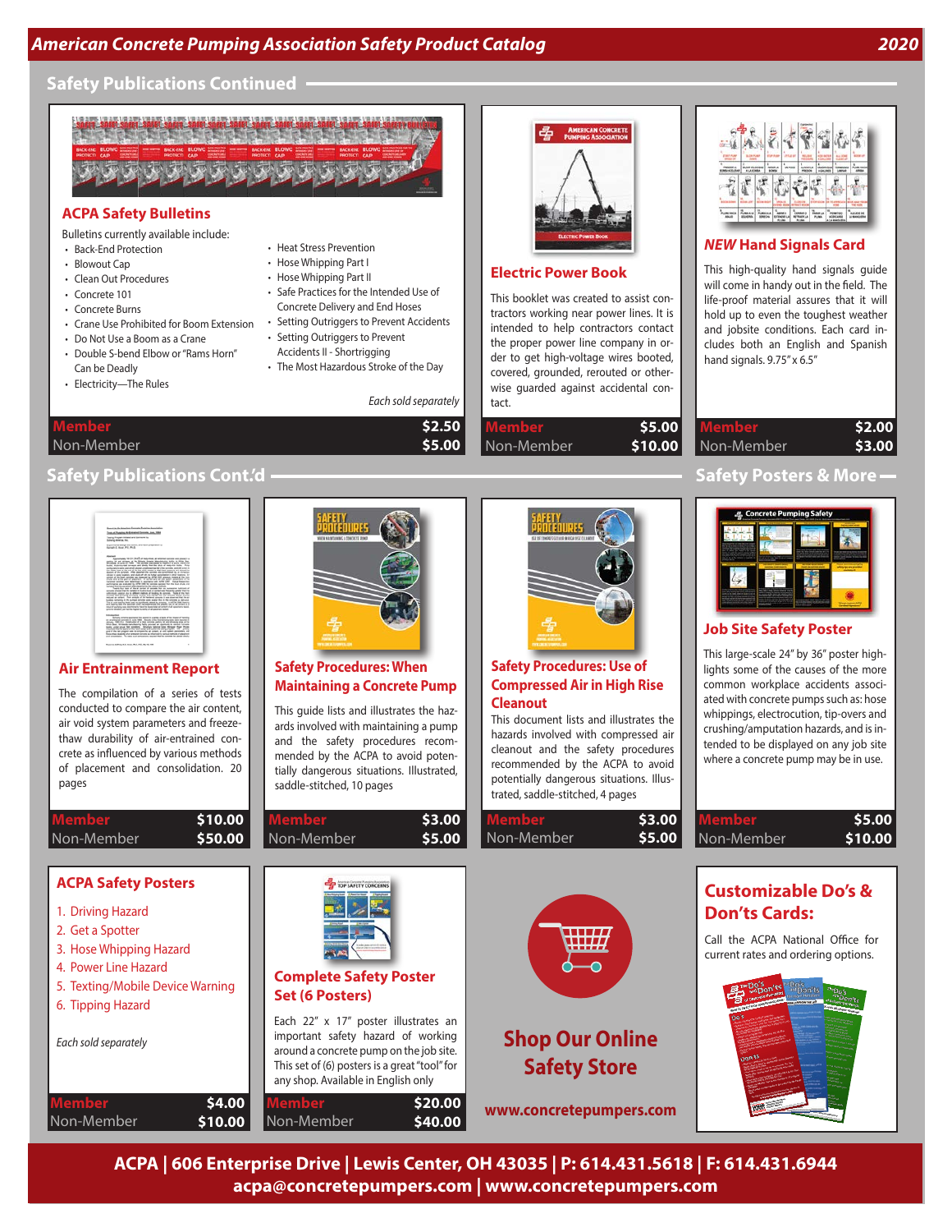## Safety Publications Continued

### ACPA Safety Bulletins

Bulletins currently available include:

- Back-End Protection
- Blowout Cap
- Clean Out Procedures
- Concrete 101
- Concrete Burns
- Crane Use Prohibited for Boom Extension
- Do Not Use a Boom as a Crane
- Double S-bend Elbow or "Rams Horn" Can be Deadly
- Electricity—The Rules
- Heat Stress Prevention
- Hose Whipping Part I
- Hose Whipping Part II
- Safe Practices for the Intended Use of Concrete Delivery and End Hoses
- Setting Outriggers to Prevent Accidents
- Setting Outriggers to Prevent Accidents II - Shortrigging
- The Most Hazardous Stroke of the Day

*Each sold separately*

Member $2.50
Non-Member $5.00

### Electric Power Book

This booklet was created to assist contractors working near power lines. It is intended to help contractors contact the proper power line company in order to get high-voltage wires booted, covered, grounded, rerouted or otherwise guarded against accidental contact.

Member $5.00
Non-Member $10.00

### *NEW* Hand Signals Card

This high-quality hand signals guide will come in handy out in the field. The life-proof material assures that it will hold up to even the toughest weather and jobsite conditions. Each card includes both an English and Spanish hand signals. 9.75" x 6.5"

Member $2.00
Non-Member $3.00

## Safety Publications Cont.'d

### Air Entrainment Report

The compilation of a series of tests conducted to compare the air content, air void system parameters and freeze-thaw durability of air-entrained concrete as influenced by various methods of placement and consolidation. 20 pages

Member $10.00
Non-Member $50.00

### Safety Procedures: When Maintaining a Concrete Pump

This guide lists and illustrates the hazards involved with maintaining a pump and the safety procedures recommended by the ACPA to avoid potentially dangerous situations. Illustrated, saddle-stitched, 10 pages

Member $3.00
Non-Member $5.00

### Safety Procedures: Use of Compressed Air in High Rise Cleanout

This document lists and illustrates the hazards involved with compressed air cleanout and the safety procedures recommended by the ACPA to avoid potentially dangerous situations. Illustrated, saddle-stitched, 4 pages

Member $3.00
Non-Member $5.00

## Safety Posters & More

### Job Site Safety Poster

This large-scale 24" by 36" poster highlights some of the causes of the more common workplace accidents associated with concrete pumps such as: hose whippings, electrocution, tip-overs and crushing/amputation hazards, and is intended to be displayed on any job site where a concrete pump may be in use.

Member $5.00
Non-Member $10.00

### ACPA Safety Posters

1. Driving Hazard
2. Get a Spotter
3. Hose Whipping Hazard
4. Power Line Hazard
5. Texting/Mobile Device Warning
6. Tipping Hazard

*Each sold separately*

Member $4.00
Non-Member $10.00

### Complete Safety Poster Set (6 Posters)

Each 22" x 17" poster illustrates an important safety hazard of working around a concrete pump on the job site. This set of (6) posters is a great "tool" for any shop. Available in English only

Member $20.00
Non-Member $40.00

### Shop Our Online Safety Store

www.concretepumpers.com

### Customizable Do's & Don'ts Cards:

Call the ACPA National Office for current rates and ordering options.

**ACPA | 606 Enterprise Drive | Lewis Center, OH 43035 | P: 614.431.5618 | F: 614.431.6944**
**acpa@concretepumpers.com | www.concretepumpers.com**